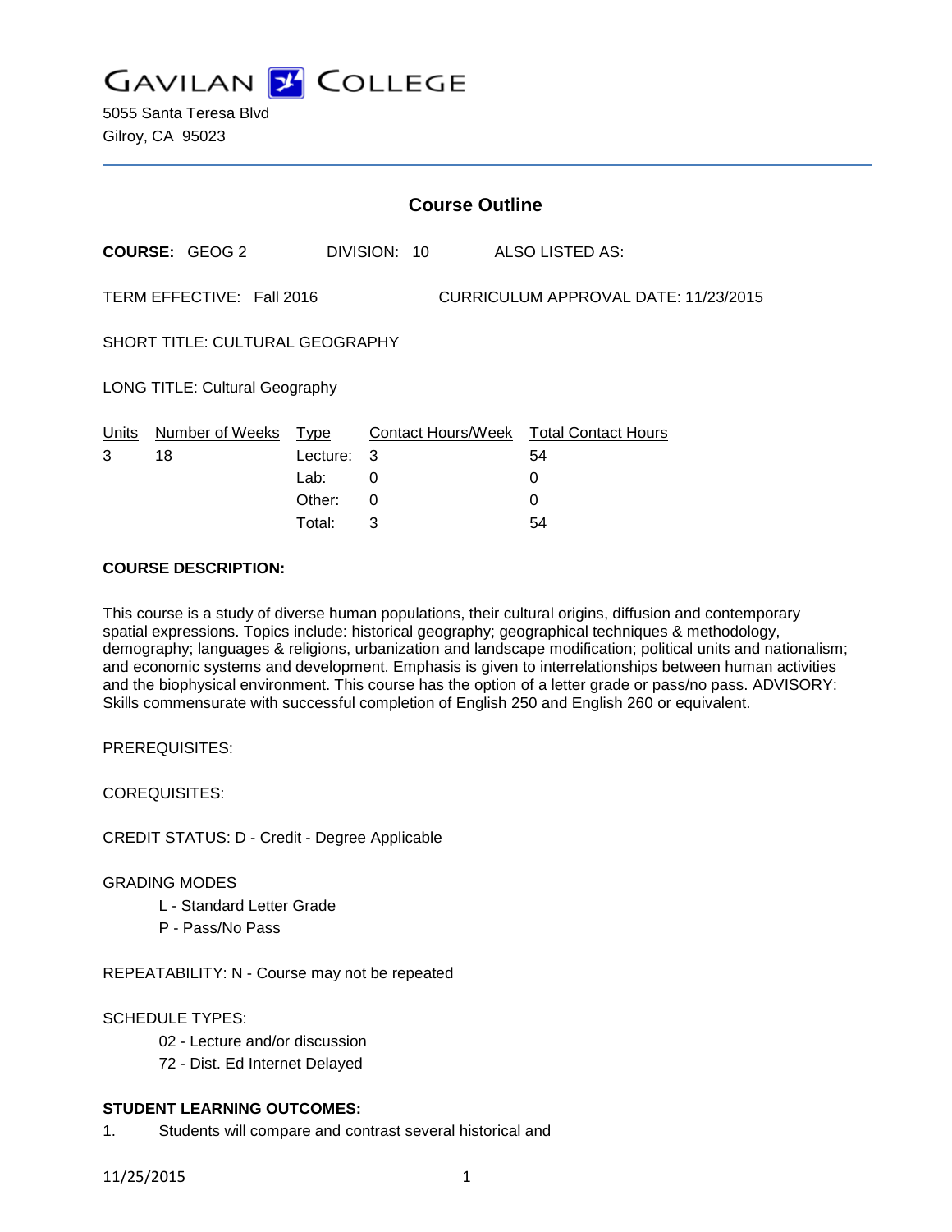# GAVILAN COLLEGE

5055 Santa Teresa Blvd
Gilroy, CA 95023

## Course Outline

**COURSE:** GEOG 2 DIVISION: 10 ALSO LISTED AS:

TERM EFFECTIVE: Fall 2016 CURRICULUM APPROVAL DATE: 11/23/2015

SHORT TITLE: CULTURAL GEOGRAPHY

LONG TITLE: Cultural Geography

| Units | Number of Weeks | Type | Contact Hours/Week | Total Contact Hours |
|---|---|---|---|---|
| 3 | 18 | Lecture: | 3 | 54 |
| | | Lab: | 0 | 0 |
| | | Other: | 0 | 0 |
| | | Total: | 3 | 54 |

**COURSE DESCRIPTION:**

This course is a study of diverse human populations, their cultural origins, diffusion and contemporary spatial expressions. Topics include: historical geography; geographical techniques & methodology, demography; languages & religions, urbanization and landscape modification; political units and nationalism; and economic systems and development. Emphasis is given to interrelationships between human activities and the biophysical environment. This course has the option of a letter grade or pass/no pass. ADVISORY: Skills commensurate with successful completion of English 250 and English 260 or equivalent.

PREREQUISITES:

COREQUISITES:

CREDIT STATUS: D - Credit - Degree Applicable

GRADING MODES

- L - Standard Letter Grade
- P - Pass/No Pass

REPEATABILITY: N - Course may not be repeated

SCHEDULE TYPES:

- 02 - Lecture and/or discussion
- 72 - Dist. Ed Internet Delayed

**STUDENT LEARNING OUTCOMES:**

1. Students will compare and contrast several historical and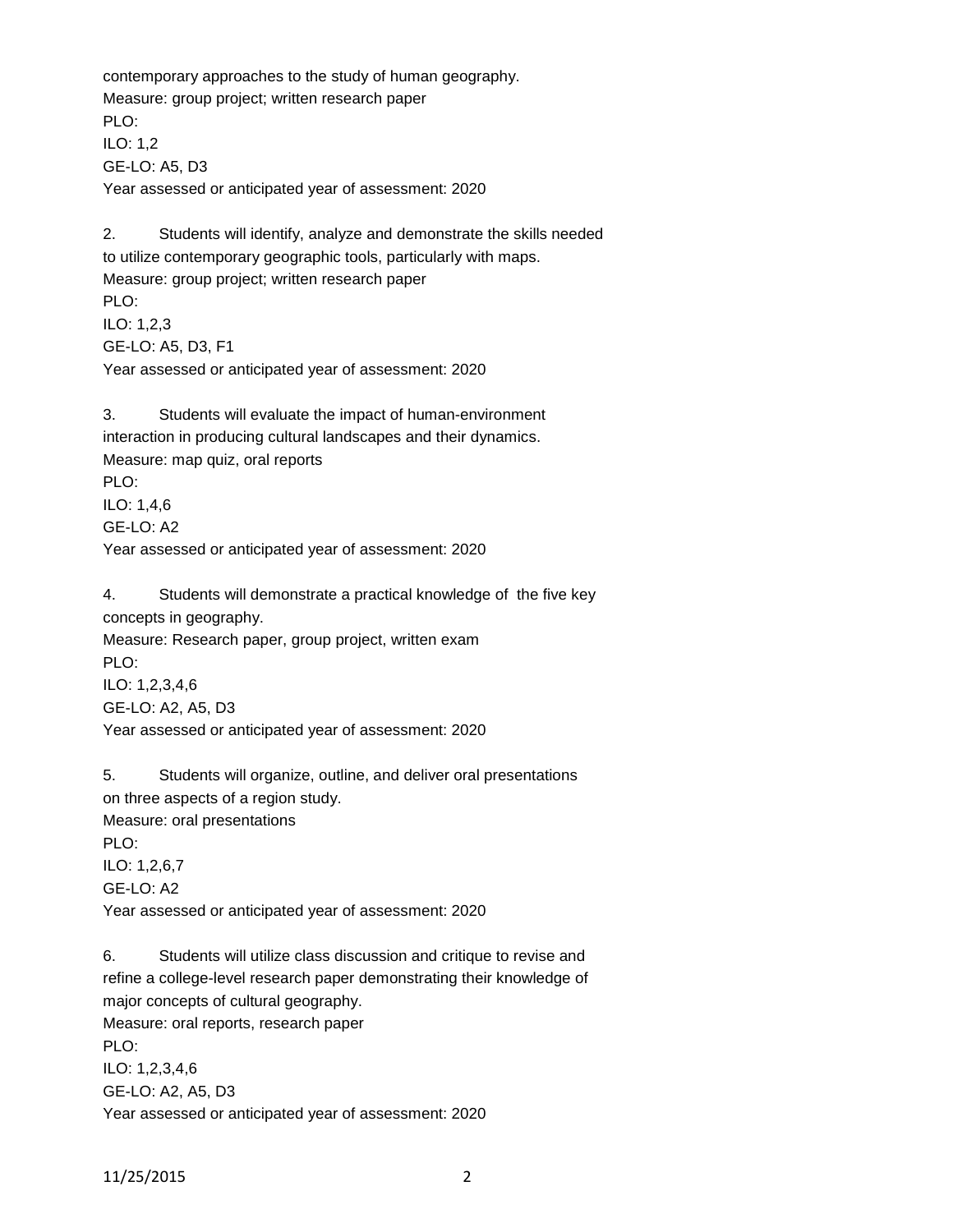contemporary approaches to the study of human geography.
Measure: group project; written research paper
PLO:
ILO: 1,2
GE-LO: A5, D3
Year assessed or anticipated year of assessment: 2020

2. Students will identify, analyze and demonstrate the skills needed to utilize contemporary geographic tools, particularly with maps.
Measure: group project; written research paper
PLO:
ILO: 1,2,3
GE-LO: A5, D3, F1
Year assessed or anticipated year of assessment: 2020

3. Students will evaluate the impact of human-environment interaction in producing cultural landscapes and their dynamics.
Measure: map quiz, oral reports
PLO:
ILO: 1,4,6
GE-LO: A2
Year assessed or anticipated year of assessment: 2020

4. Students will demonstrate a practical knowledge of the five key concepts in geography.
Measure: Research paper, group project, written exam
PLO:
ILO: 1,2,3,4,6
GE-LO: A2, A5, D3
Year assessed or anticipated year of assessment: 2020

5. Students will organize, outline, and deliver oral presentations on three aspects of a region study.
Measure: oral presentations
PLO:
ILO: 1,2,6,7
GE-LO: A2
Year assessed or anticipated year of assessment: 2020

6. Students will utilize class discussion and critique to revise and refine a college-level research paper demonstrating their knowledge of major concepts of cultural geography.
Measure: oral reports, research paper
PLO:
ILO: 1,2,3,4,6
GE-LO: A2, A5, D3
Year assessed or anticipated year of assessment: 2020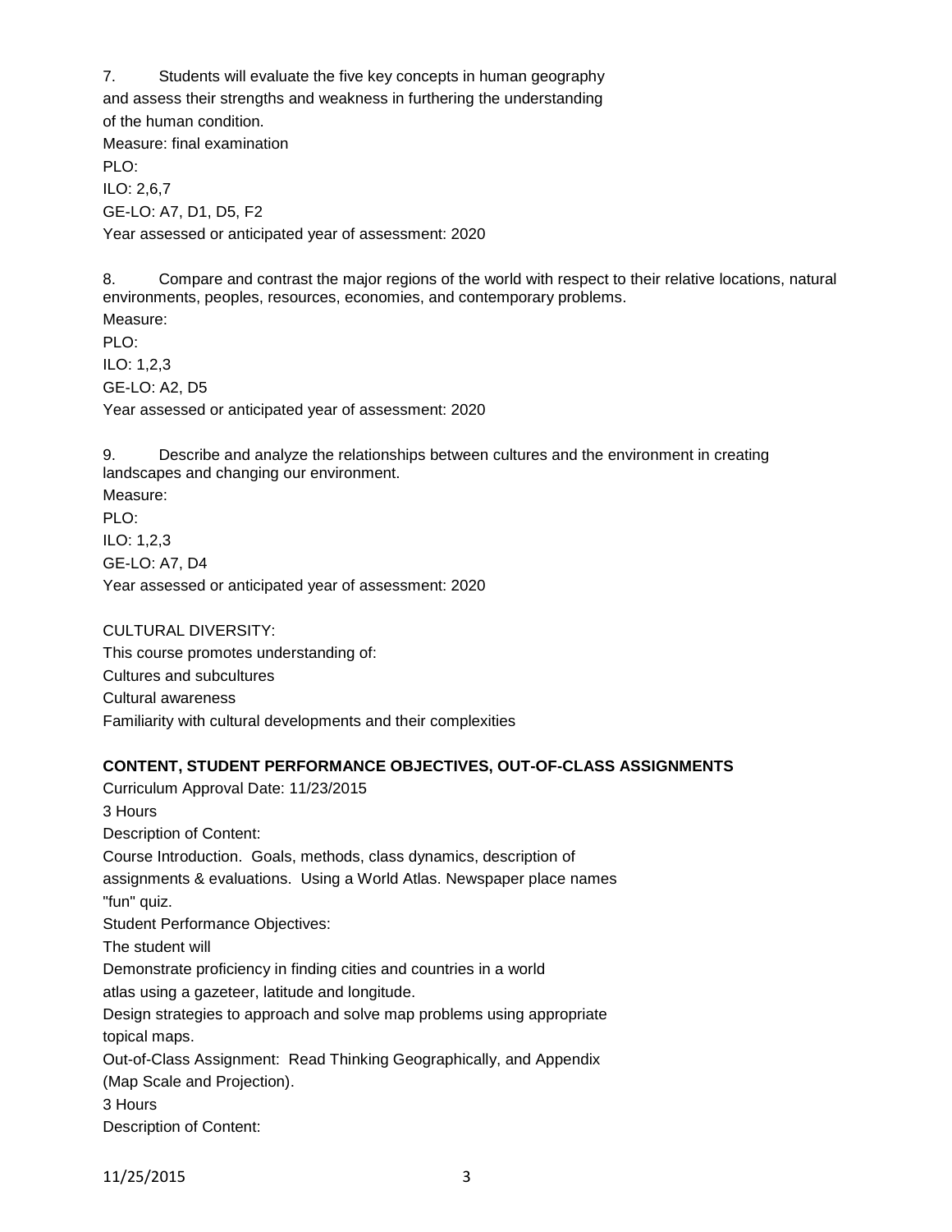7. Students will evaluate the five key concepts in human geography and assess their strengths and weakness in furthering the understanding of the human condition.

Measure: final examination

PLO:

ILO: 2,6,7

GE-LO: A7, D1, D5, F2

Year assessed or anticipated year of assessment: 2020

8. Compare and contrast the major regions of the world with respect to their relative locations, natural environments, peoples, resources, economies, and contemporary problems.

Measure:

PLO:

ILO: 1,2,3

GE-LO: A2, D5

Year assessed or anticipated year of assessment: 2020

9. Describe and analyze the relationships between cultures and the environment in creating landscapes and changing our environment.

Measure:

PLO:

ILO: 1,2,3

GE-LO: A7, D4

Year assessed or anticipated year of assessment: 2020

CULTURAL DIVERSITY:

This course promotes understanding of:

Cultures and subcultures

Cultural awareness

Familiarity with cultural developments and their complexities

**CONTENT, STUDENT PERFORMANCE OBJECTIVES, OUT-OF-CLASS ASSIGNMENTS**

Curriculum Approval Date: 11/23/2015

3 Hours

Description of Content:

Course Introduction. Goals, methods, class dynamics, description of assignments & evaluations. Using a World Atlas. Newspaper place names "fun" quiz.

Student Performance Objectives:

The student will

Demonstrate proficiency in finding cities and countries in a world atlas using a gazeteer, latitude and longitude.

Design strategies to approach and solve map problems using appropriate topical maps.

Out-of-Class Assignment: Read Thinking Geographically, and Appendix (Map Scale and Projection).

3 Hours

Description of Content: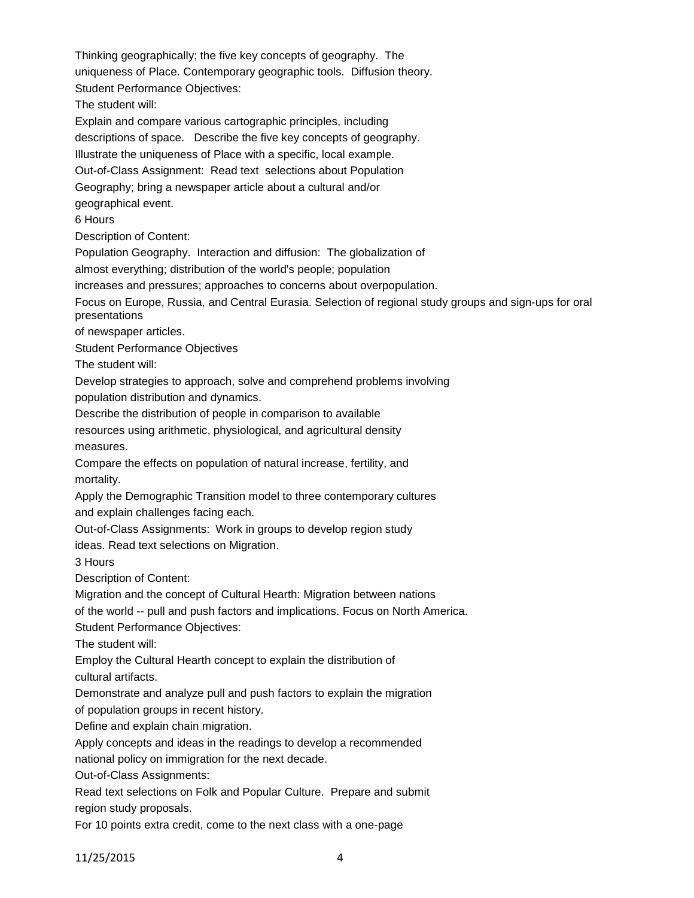Thinking geographically; the five key concepts of geography. The uniqueness of Place. Contemporary geographic tools. Diffusion theory.

Student Performance Objectives:

The student will:

Explain and compare various cartographic principles, including descriptions of space. Describe the five key concepts of geography.

Illustrate the uniqueness of Place with a specific, local example.

Out-of-Class Assignment: Read text selections about Population Geography; bring a newspaper article about a cultural and/or geographical event.

6 Hours

Description of Content:

Population Geography. Interaction and diffusion: The globalization of almost everything; distribution of the world's people; population increases and pressures; approaches to concerns about overpopulation.

Focus on Europe, Russia, and Central Eurasia. Selection of regional study groups and sign-ups for oral presentations of newspaper articles.

Student Performance Objectives

The student will:

Develop strategies to approach, solve and comprehend problems involving population distribution and dynamics.

Describe the distribution of people in comparison to available resources using arithmetic, physiological, and agricultural density measures.

Compare the effects on population of natural increase, fertility, and mortality.

Apply the Demographic Transition model to three contemporary cultures and explain challenges facing each.

Out-of-Class Assignments: Work in groups to develop region study ideas. Read text selections on Migration.

3 Hours

Description of Content:

Migration and the concept of Cultural Hearth: Migration between nations of the world -- pull and push factors and implications. Focus on North America.

Student Performance Objectives:

The student will:

Employ the Cultural Hearth concept to explain the distribution of cultural artifacts.

Demonstrate and analyze pull and push factors to explain the migration of population groups in recent history.

Define and explain chain migration.

Apply concepts and ideas in the readings to develop a recommended national policy on immigration for the next decade.

Out-of-Class Assignments:

Read text selections on Folk and Popular Culture. Prepare and submit region study proposals.

For 10 points extra credit, come to the next class with a one-page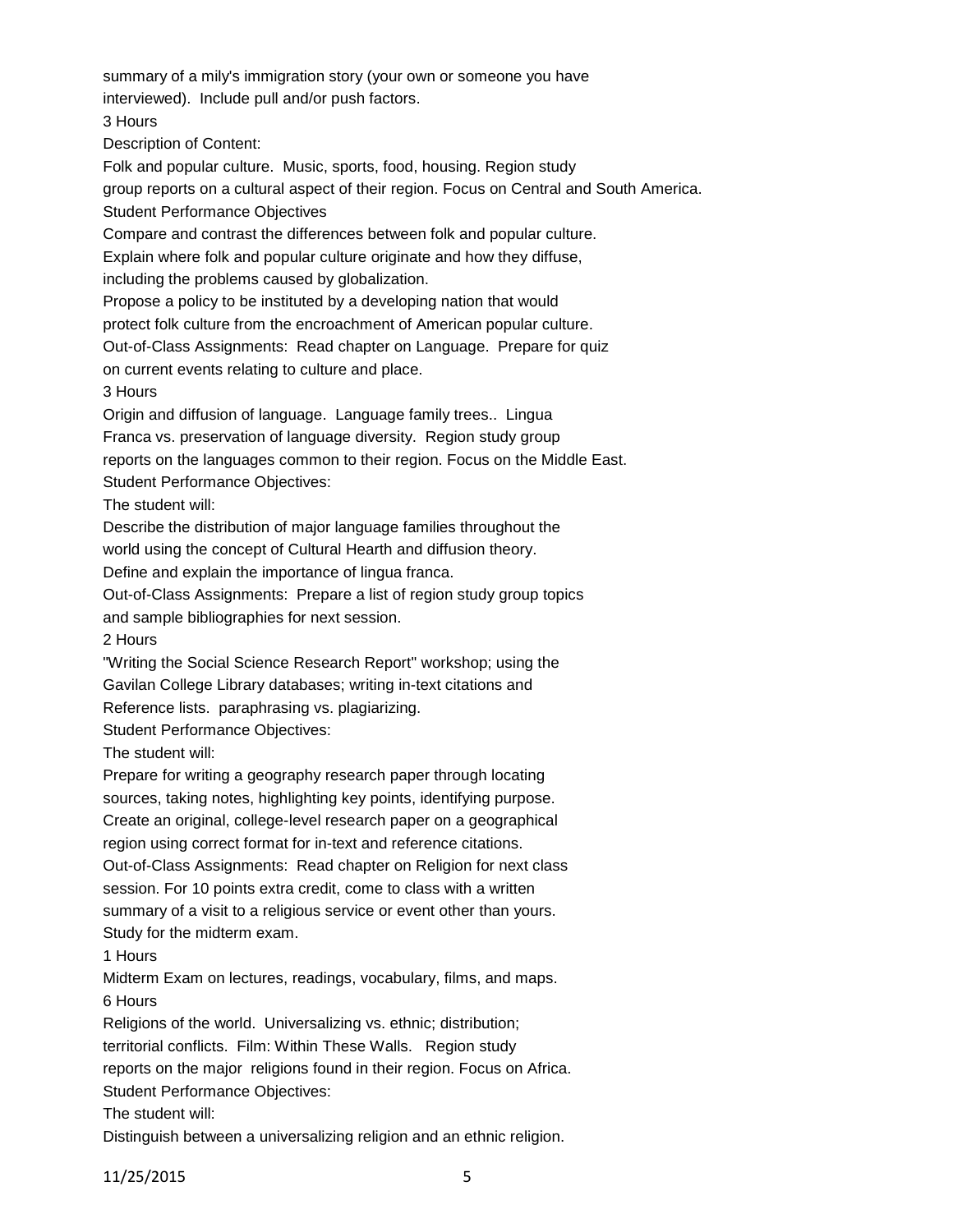summary of a mily's immigration story (your own or someone you have interviewed). Include pull and/or push factors.

3 Hours

Description of Content:

Folk and popular culture. Music, sports, food, housing. Region study group reports on a cultural aspect of their region. Focus on Central and South America.

Student Performance Objectives

Compare and contrast the differences between folk and popular culture.

Explain where folk and popular culture originate and how they diffuse, including the problems caused by globalization.

Propose a policy to be instituted by a developing nation that would protect folk culture from the encroachment of American popular culture.

Out-of-Class Assignments: Read chapter on Language. Prepare for quiz on current events relating to culture and place.

3 Hours

Origin and diffusion of language. Language family trees.. Lingua Franca vs. preservation of language diversity. Region study group reports on the languages common to their region. Focus on the Middle East.

Student Performance Objectives:

The student will:

Describe the distribution of major language families throughout the world using the concept of Cultural Hearth and diffusion theory.

Define and explain the importance of lingua franca.

Out-of-Class Assignments: Prepare a list of region study group topics and sample bibliographies for next session.

2 Hours

"Writing the Social Science Research Report" workshop; using the Gavilan College Library databases; writing in-text citations and Reference lists. paraphrasing vs. plagiarizing.

Student Performance Objectives:

The student will:

Prepare for writing a geography research paper through locating sources, taking notes, highlighting key points, identifying purpose.

Create an original, college-level research paper on a geographical region using correct format for in-text and reference citations.

Out-of-Class Assignments: Read chapter on Religion for next class session. For 10 points extra credit, come to class with a written summary of a visit to a religious service or event other than yours. Study for the midterm exam.

1 Hours

Midterm Exam on lectures, readings, vocabulary, films, and maps.

6 Hours

Religions of the world. Universalizing vs. ethnic; distribution; territorial conflicts. Film: Within These Walls. Region study reports on the major religions found in their region. Focus on Africa.

Student Performance Objectives:

The student will:

Distinguish between a universalizing religion and an ethnic religion.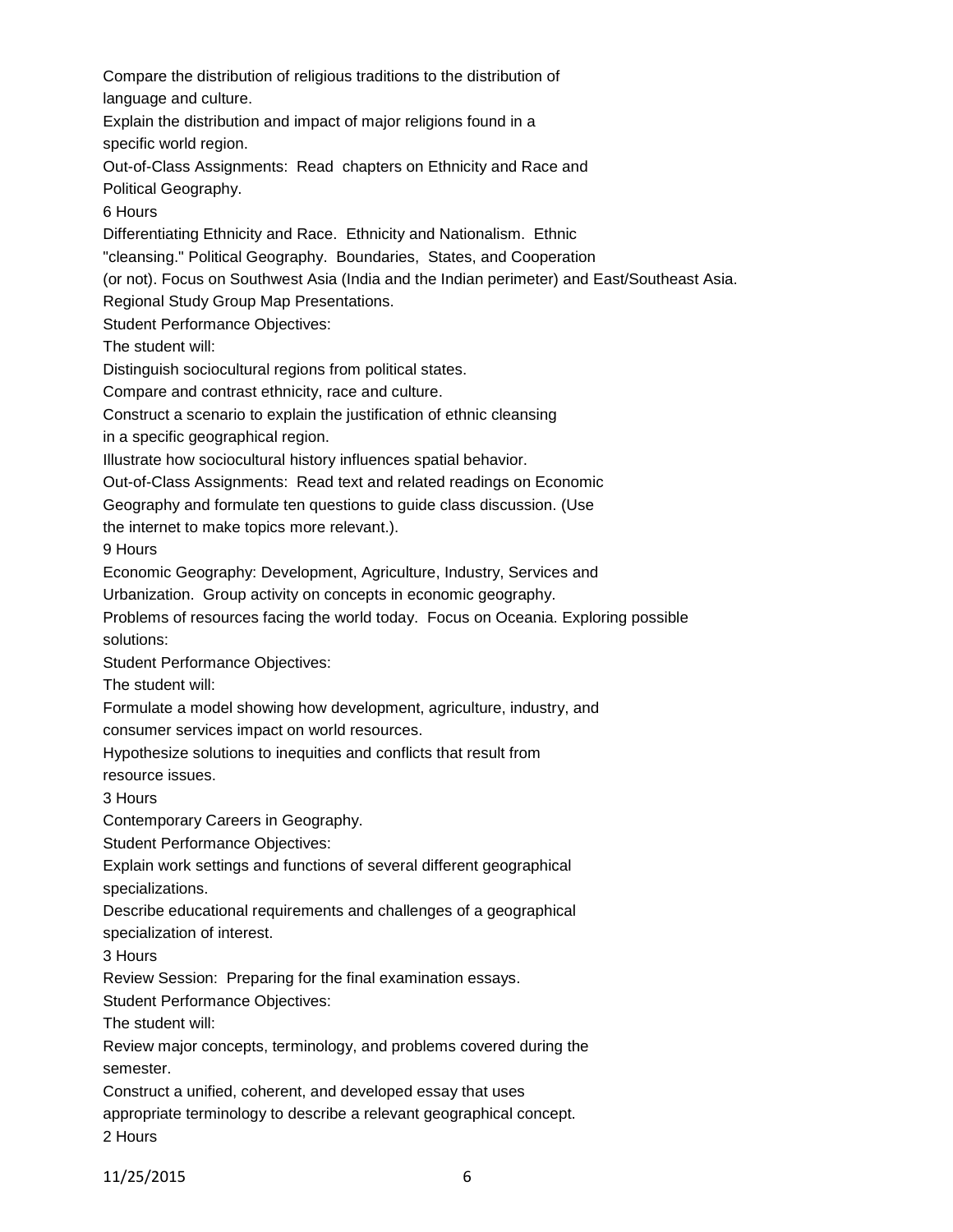Compare the distribution of religious traditions to the distribution of language and culture.

Explain the distribution and impact of major religions found in a specific world region.

Out-of-Class Assignments: Read chapters on Ethnicity and Race and Political Geography.

6 Hours

Differentiating Ethnicity and Race. Ethnicity and Nationalism. Ethnic "cleansing." Political Geography. Boundaries, States, and Cooperation (or not). Focus on Southwest Asia (India and the Indian perimeter) and East/Southeast Asia.

Regional Study Group Map Presentations.

Student Performance Objectives:

The student will:

Distinguish sociocultural regions from political states.

Compare and contrast ethnicity, race and culture.

Construct a scenario to explain the justification of ethnic cleansing in a specific geographical region.

Illustrate how sociocultural history influences spatial behavior.

Out-of-Class Assignments: Read text and related readings on Economic Geography and formulate ten questions to guide class discussion. (Use the internet to make topics more relevant.).

9 Hours

Economic Geography: Development, Agriculture, Industry, Services and Urbanization. Group activity on concepts in economic geography.

Problems of resources facing the world today. Focus on Oceania. Exploring possible solutions:

Student Performance Objectives:

The student will:

Formulate a model showing how development, agriculture, industry, and consumer services impact on world resources.

Hypothesize solutions to inequities and conflicts that result from resource issues.

3 Hours

Contemporary Careers in Geography.

Student Performance Objectives:

Explain work settings and functions of several different geographical specializations.

Describe educational requirements and challenges of a geographical specialization of interest.

3 Hours

Review Session: Preparing for the final examination essays.

Student Performance Objectives:

The student will:

Review major concepts, terminology, and problems covered during the semester.

Construct a unified, coherent, and developed essay that uses appropriate terminology to describe a relevant geographical concept.

2 Hours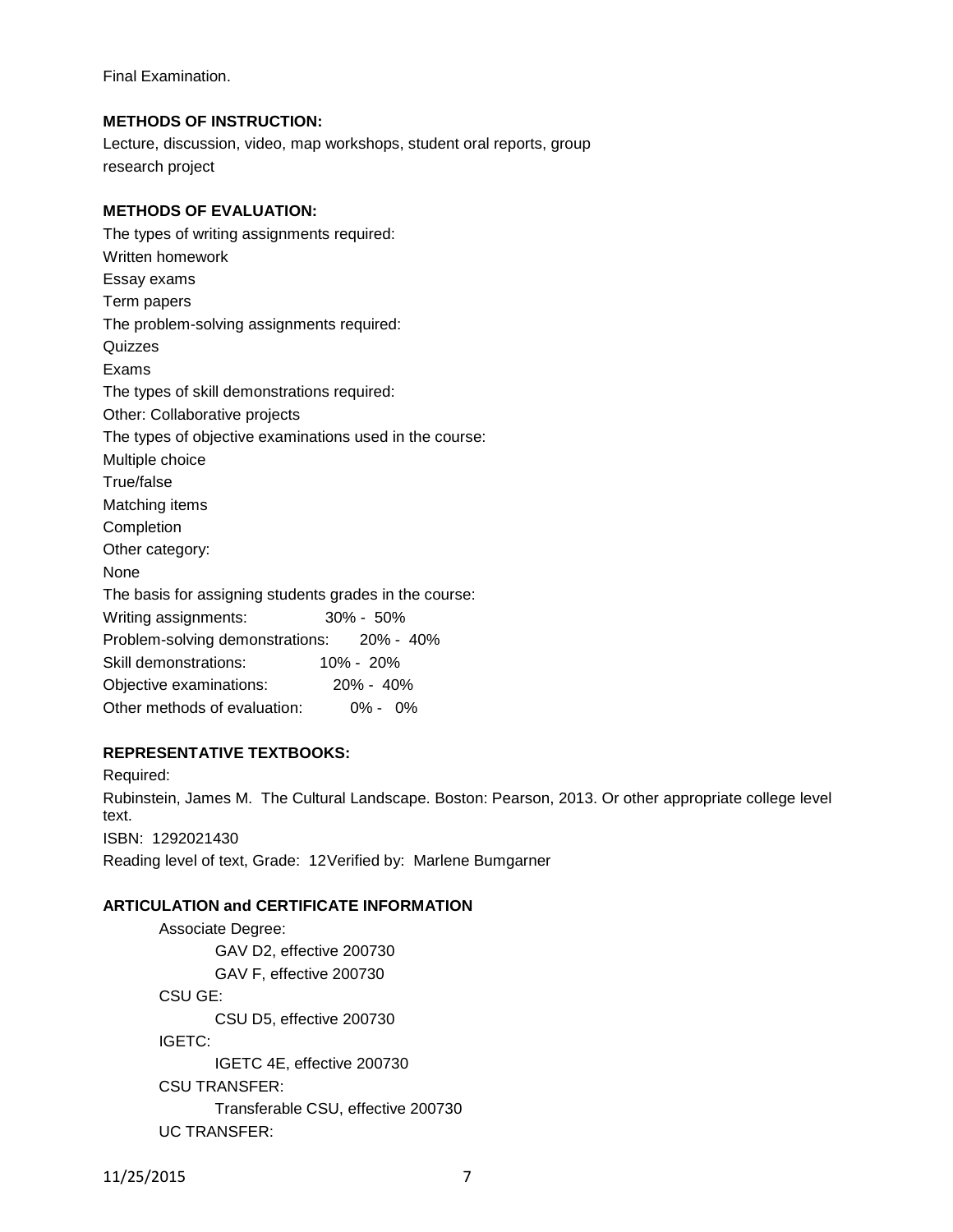Final Examination.

**METHODS OF INSTRUCTION:**

Lecture, discussion, video, map workshops, student oral reports, group research project

**METHODS OF EVALUATION:**

The types of writing assignments required:
Written homework
Essay exams
Term papers
The problem-solving assignments required:
Quizzes
Exams
The types of skill demonstrations required:
Other: Collaborative projects
The types of objective examinations used in the course:
Multiple choice
True/false
Matching items
Completion
Other category:
None
The basis for assigning students grades in the course:
Writing assignments: 30% - 50%
Problem-solving demonstrations: 20% - 40%
Skill demonstrations: 10% - 20%
Objective examinations: 20% - 40%
Other methods of evaluation: 0% - 0%

**REPRESENTATIVE TEXTBOOKS:**

Required:
Rubinstein, James M. The Cultural Landscape. Boston: Pearson, 2013. Or other appropriate college level text.
ISBN: 1292021430
Reading level of text, Grade: 12Verified by: Marlene Bumgarner

**ARTICULATION and CERTIFICATE INFORMATION**

Associate Degree:
GAV D2, effective 200730
GAV F, effective 200730
CSU GE:
CSU D5, effective 200730
IGETC:
IGETC 4E, effective 200730
CSU TRANSFER:
Transferable CSU, effective 200730
UC TRANSFER: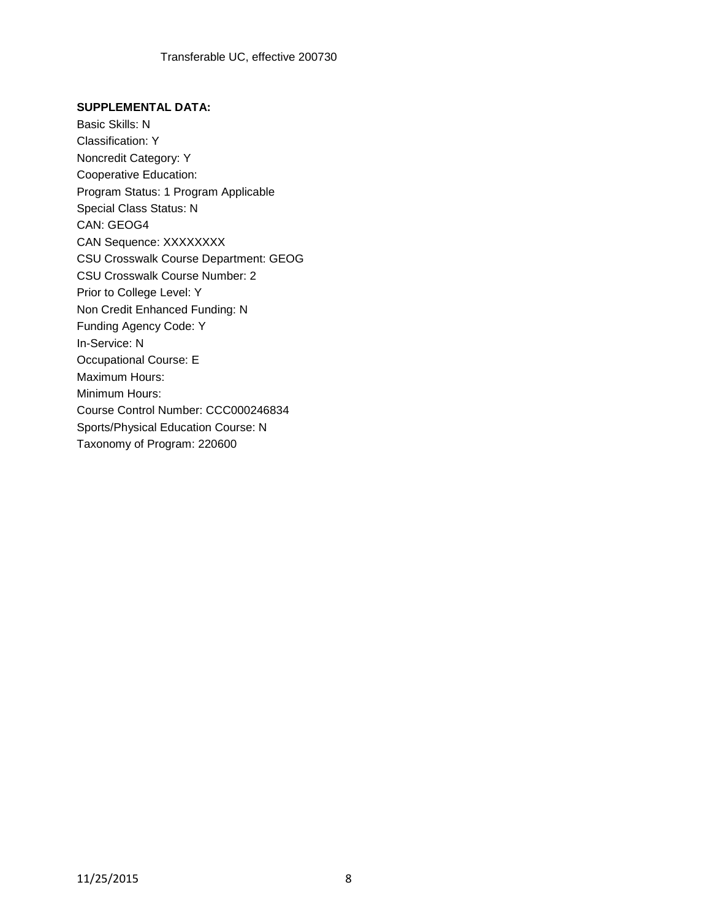Transferable UC, effective 200730

**SUPPLEMENTAL DATA:**

Basic Skills: N
Classification: Y
Noncredit Category: Y
Cooperative Education:
Program Status: 1 Program Applicable
Special Class Status: N
CAN: GEOG4
CAN Sequence: XXXXXXXX
CSU Crosswalk Course Department: GEOG
CSU Crosswalk Course Number: 2
Prior to College Level: Y
Non Credit Enhanced Funding: N
Funding Agency Code: Y
In-Service: N
Occupational Course: E
Maximum Hours:
Minimum Hours:
Course Control Number: CCC000246834
Sports/Physical Education Course: N
Taxonomy of Program: 220600